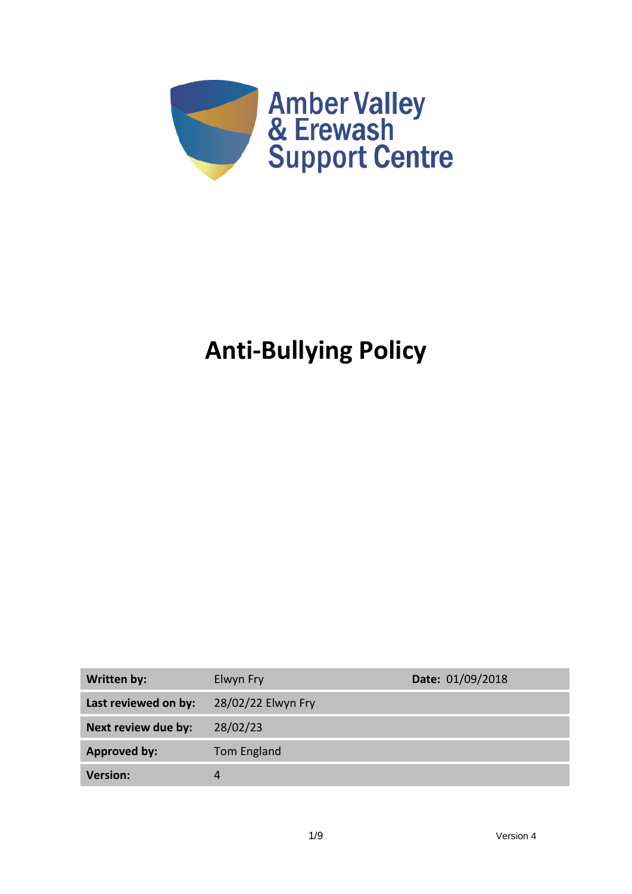Amber Valley & Erewash Support Centre

# Anti-Bullying Policy

| Written by: | Elwyn Fry | Date: 01/09/2018 |
|---|---|---|
| Last reviewed on by: | 28/02/22 Elwyn Fry | |
| Next review due by: | 28/02/23 | |
| Approved by: | Tom England | |
| Version: | 4 | |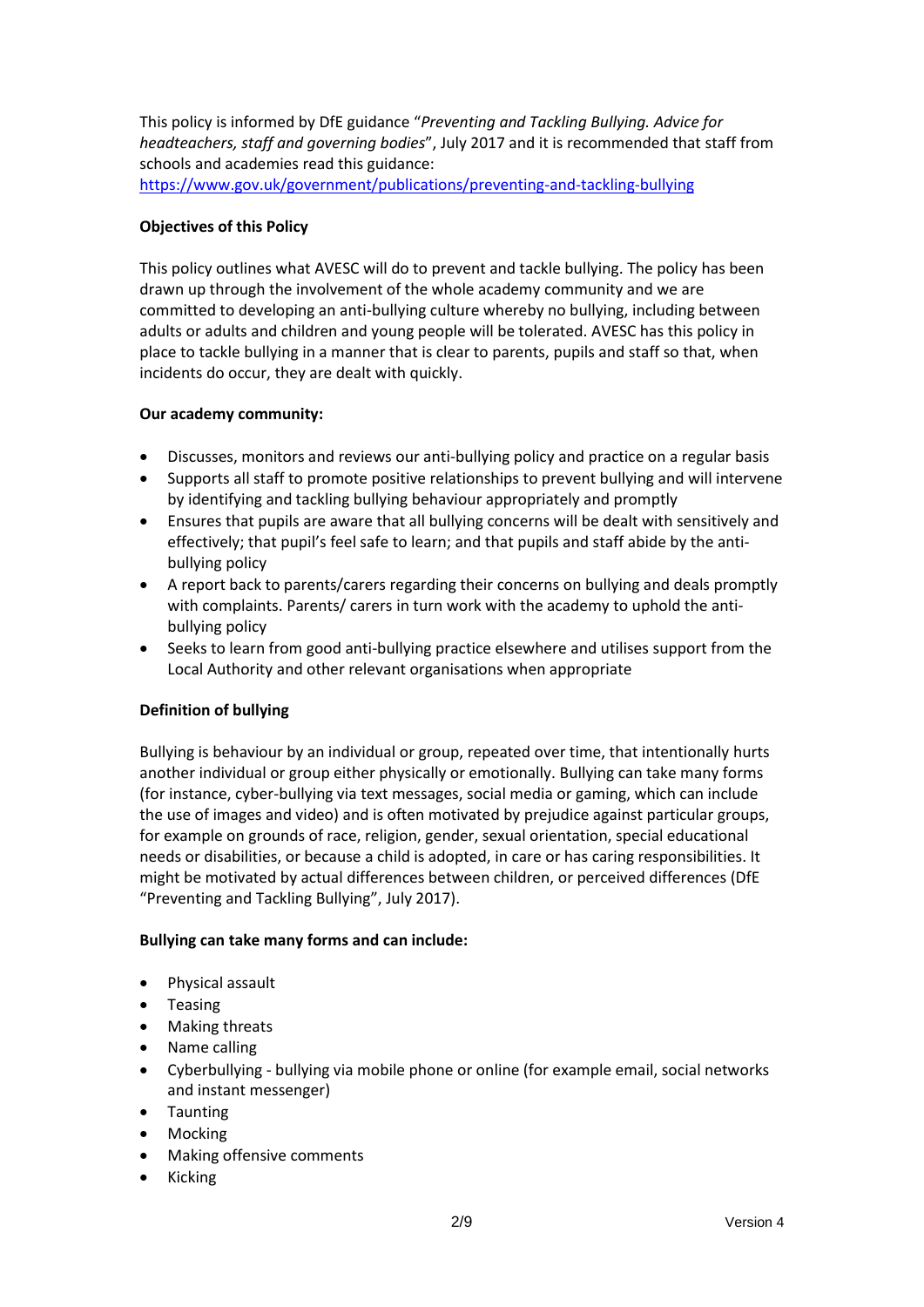This policy is informed by DfE guidance "*Preventing and Tackling Bullying. Advice for headteachers, staff and governing bodies*", July 2017 and it is recommended that staff from schools and academies read this guidance: https://www.gov.uk/government/publications/preventing-and-tackling-bullying

**Objectives of this Policy**

This policy outlines what AVESC will do to prevent and tackle bullying. The policy has been drawn up through the involvement of the whole academy community and we are committed to developing an anti-bullying culture whereby no bullying, including between adults or adults and children and young people will be tolerated. AVESC has this policy in place to tackle bullying in a manner that is clear to parents, pupils and staff so that, when incidents do occur, they are dealt with quickly.

**Our academy community:**

- Discusses, monitors and reviews our anti-bullying policy and practice on a regular basis
- Supports all staff to promote positive relationships to prevent bullying and will intervene by identifying and tackling bullying behaviour appropriately and promptly
- Ensures that pupils are aware that all bullying concerns will be dealt with sensitively and effectively; that pupil's feel safe to learn; and that pupils and staff abide by the anti-bullying policy
- A report back to parents/carers regarding their concerns on bullying and deals promptly with complaints. Parents/ carers in turn work with the academy to uphold the anti-bullying policy
- Seeks to learn from good anti-bullying practice elsewhere and utilises support from the Local Authority and other relevant organisations when appropriate

**Definition of bullying**

Bullying is behaviour by an individual or group, repeated over time, that intentionally hurts another individual or group either physically or emotionally. Bullying can take many forms (for instance, cyber-bullying via text messages, social media or gaming, which can include the use of images and video) and is often motivated by prejudice against particular groups, for example on grounds of race, religion, gender, sexual orientation, special educational needs or disabilities, or because a child is adopted, in care or has caring responsibilities. It might be motivated by actual differences between children, or perceived differences (DfE "Preventing and Tackling Bullying", July 2017).

**Bullying can take many forms and can include:**

- Physical assault
- Teasing
- Making threats
- Name calling
- Cyberbullying - bullying via mobile phone or online (for example email, social networks and instant messenger)
- Taunting
- Mocking
- Making offensive comments
- Kicking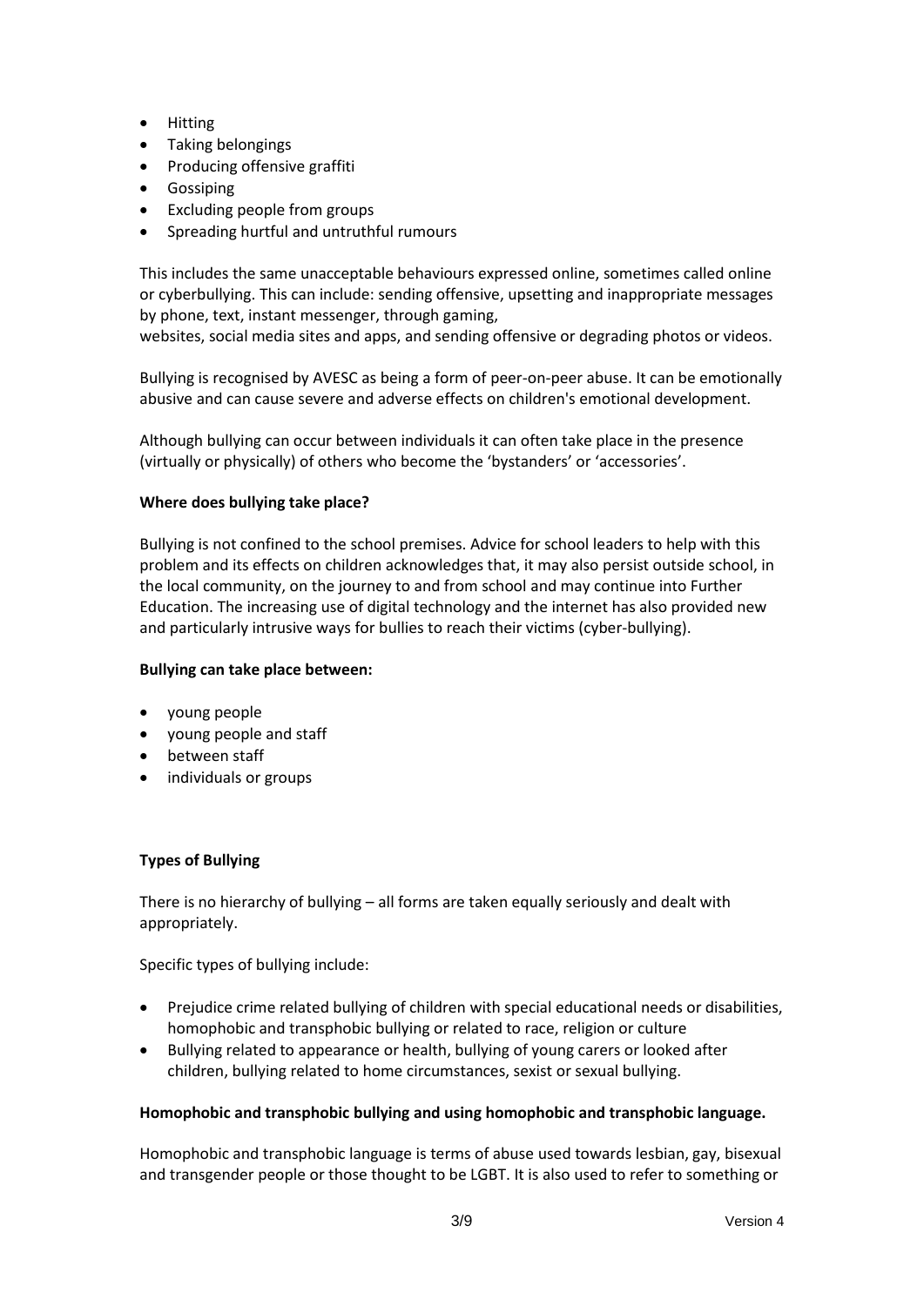- Hitting
- Taking belongings
- Producing offensive graffiti
- Gossiping
- Excluding people from groups
- Spreading hurtful and untruthful rumours

This includes the same unacceptable behaviours expressed online, sometimes called online or cyberbullying. This can include: sending offensive, upsetting and inappropriate messages by phone, text, instant messenger, through gaming,
websites, social media sites and apps, and sending offensive or degrading photos or videos.

Bullying is recognised by AVESC as being a form of peer-on-peer abuse. It can be emotionally abusive and can cause severe and adverse effects on children's emotional development.

Although bullying can occur between individuals it can often take place in the presence (virtually or physically) of others who become the 'bystanders' or 'accessories'.

**Where does bullying take place?**

Bullying is not confined to the school premises. Advice for school leaders to help with this problem and its effects on children acknowledges that, it may also persist outside school, in the local community, on the journey to and from school and may continue into Further Education. The increasing use of digital technology and the internet has also provided new and particularly intrusive ways for bullies to reach their victims (cyber-bullying).

**Bullying can take place between:**

- young people
- young people and staff
- between staff
- individuals or groups

**Types of Bullying**

There is no hierarchy of bullying – all forms are taken equally seriously and dealt with appropriately.

Specific types of bullying include:

- Prejudice crime related bullying of children with special educational needs or disabilities, homophobic and transphobic bullying or related to race, religion or culture
- Bullying related to appearance or health, bullying of young carers or looked after children, bullying related to home circumstances, sexist or sexual bullying.

**Homophobic and transphobic bullying and using homophobic and transphobic language.**

Homophobic and transphobic language is terms of abuse used towards lesbian, gay, bisexual and transgender people or those thought to be LGBT. It is also used to refer to something or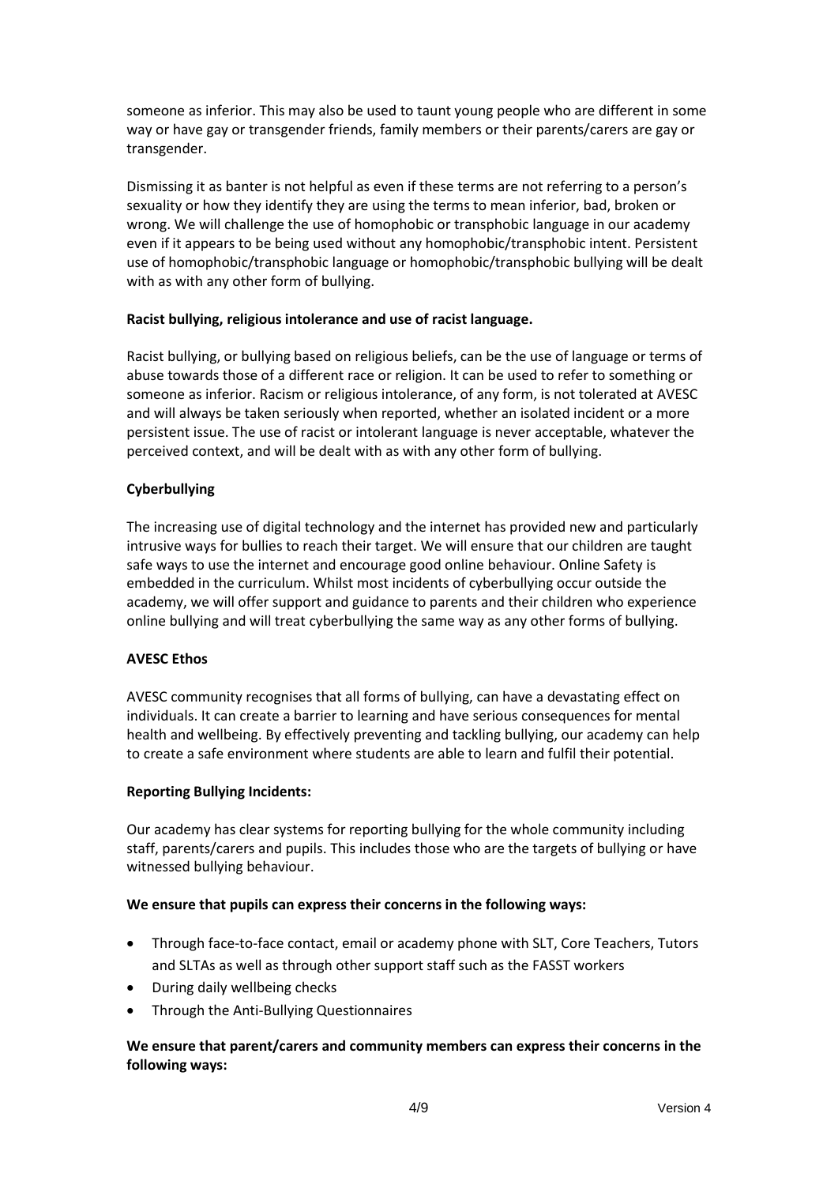someone as inferior. This may also be used to taunt young people who are different in some way or have gay or transgender friends, family members or their parents/carers are gay or transgender.

Dismissing it as banter is not helpful as even if these terms are not referring to a person's sexuality or how they identify they are using the terms to mean inferior, bad, broken or wrong. We will challenge the use of homophobic or transphobic language in our academy even if it appears to be being used without any homophobic/transphobic intent. Persistent use of homophobic/transphobic language or homophobic/transphobic bullying will be dealt with as with any other form of bullying.

**Racist bullying, religious intolerance and use of racist language.**

Racist bullying, or bullying based on religious beliefs, can be the use of language or terms of abuse towards those of a different race or religion. It can be used to refer to something or someone as inferior. Racism or religious intolerance, of any form, is not tolerated at AVESC and will always be taken seriously when reported, whether an isolated incident or a more persistent issue. The use of racist or intolerant language is never acceptable, whatever the perceived context, and will be dealt with as with any other form of bullying.

**Cyberbullying**

The increasing use of digital technology and the internet has provided new and particularly intrusive ways for bullies to reach their target. We will ensure that our children are taught safe ways to use the internet and encourage good online behaviour. Online Safety is embedded in the curriculum. Whilst most incidents of cyberbullying occur outside the academy, we will offer support and guidance to parents and their children who experience online bullying and will treat cyberbullying the same way as any other forms of bullying.

**AVESC Ethos**

AVESC community recognises that all forms of bullying, can have a devastating effect on individuals. It can create a barrier to learning and have serious consequences for mental health and wellbeing. By effectively preventing and tackling bullying, our academy can help to create a safe environment where students are able to learn and fulfil their potential.

**Reporting Bullying Incidents:**

Our academy has clear systems for reporting bullying for the whole community including staff, parents/carers and pupils. This includes those who are the targets of bullying or have witnessed bullying behaviour.

**We ensure that pupils can express their concerns in the following ways:**

- Through face-to-face contact, email or academy phone with SLT, Core Teachers, Tutors and SLTAs as well as through other support staff such as the FASST workers
- During daily wellbeing checks
- Through the Anti-Bullying Questionnaires

**We ensure that parent/carers and community members can express their concerns in the following ways:**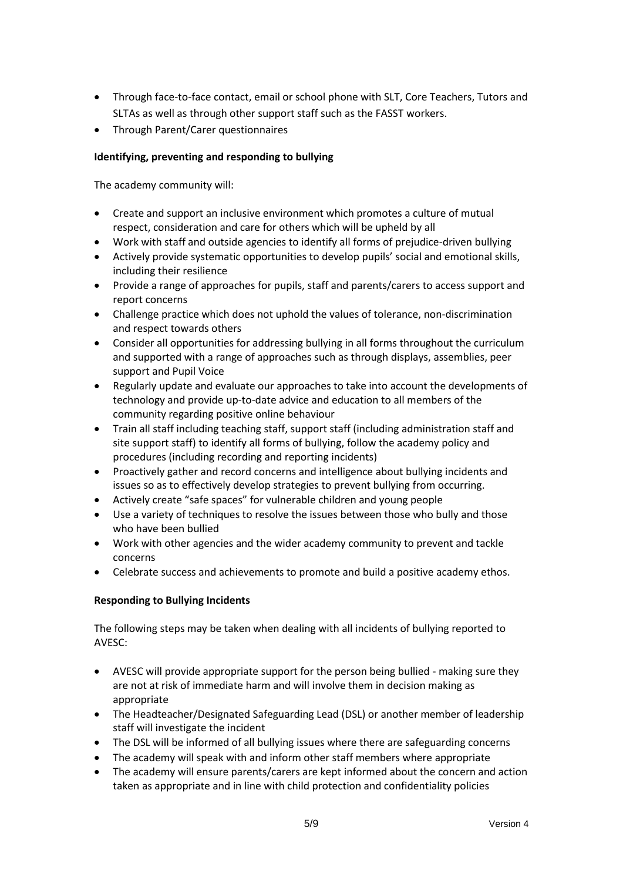- Through face-to-face contact, email or school phone with SLT, Core Teachers, Tutors and SLTAs as well as through other support staff such as the FASST workers.
- Through Parent/Carer questionnaires

**Identifying, preventing and responding to bullying**

The academy community will:

- Create and support an inclusive environment which promotes a culture of mutual respect, consideration and care for others which will be upheld by all
- Work with staff and outside agencies to identify all forms of prejudice-driven bullying
- Actively provide systematic opportunities to develop pupils' social and emotional skills, including their resilience
- Provide a range of approaches for pupils, staff and parents/carers to access support and report concerns
- Challenge practice which does not uphold the values of tolerance, non-discrimination and respect towards others
- Consider all opportunities for addressing bullying in all forms throughout the curriculum and supported with a range of approaches such as through displays, assemblies, peer support and Pupil Voice
- Regularly update and evaluate our approaches to take into account the developments of technology and provide up-to-date advice and education to all members of the community regarding positive online behaviour
- Train all staff including teaching staff, support staff (including administration staff and site support staff) to identify all forms of bullying, follow the academy policy and procedures (including recording and reporting incidents)
- Proactively gather and record concerns and intelligence about bullying incidents and issues so as to effectively develop strategies to prevent bullying from occurring.
- Actively create "safe spaces" for vulnerable children and young people
- Use a variety of techniques to resolve the issues between those who bully and those who have been bullied
- Work with other agencies and the wider academy community to prevent and tackle concerns
- Celebrate success and achievements to promote and build a positive academy ethos.

**Responding to Bullying Incidents**

The following steps may be taken when dealing with all incidents of bullying reported to AVESC:

- AVESC will provide appropriate support for the person being bullied - making sure they are not at risk of immediate harm and will involve them in decision making as appropriate
- The Headteacher/Designated Safeguarding Lead (DSL) or another member of leadership staff will investigate the incident
- The DSL will be informed of all bullying issues where there are safeguarding concerns
- The academy will speak with and inform other staff members where appropriate
- The academy will ensure parents/carers are kept informed about the concern and action taken as appropriate and in line with child protection and confidentiality policies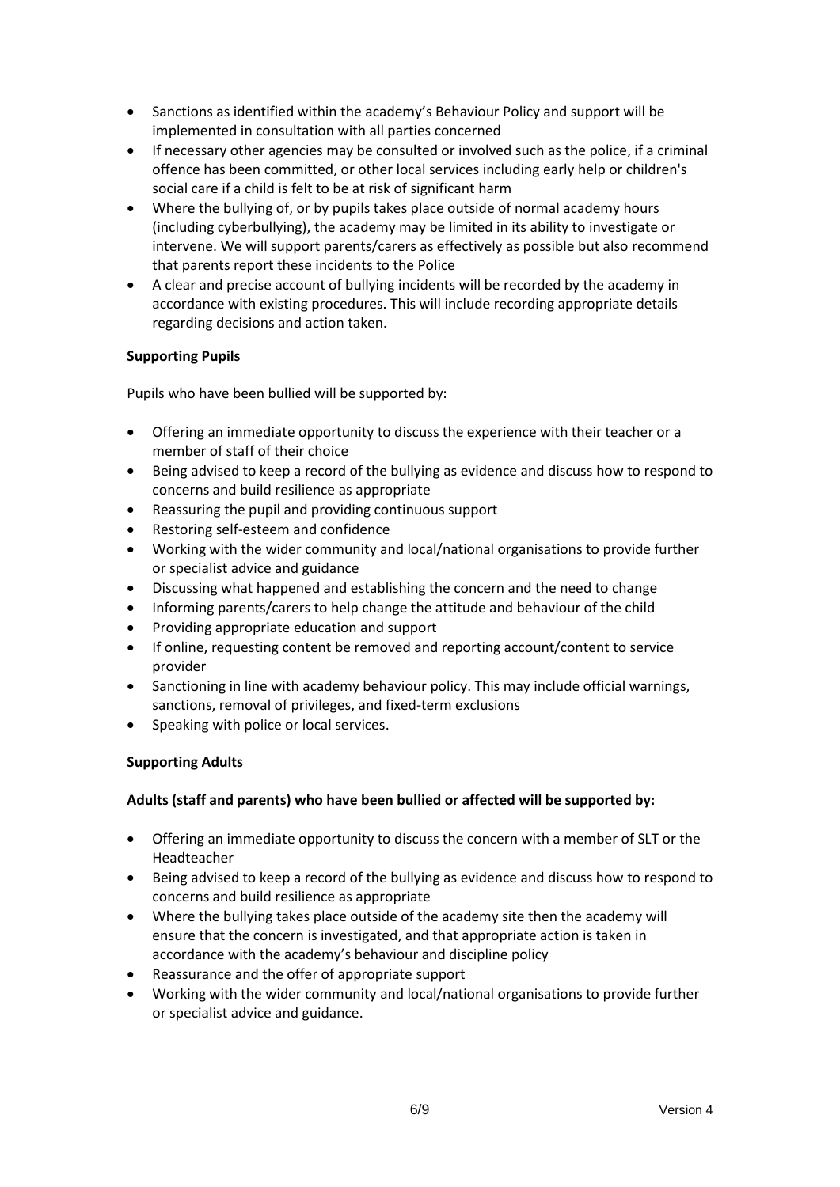- Sanctions as identified within the academy's Behaviour Policy and support will be implemented in consultation with all parties concerned
- If necessary other agencies may be consulted or involved such as the police, if a criminal offence has been committed, or other local services including early help or children's social care if a child is felt to be at risk of significant harm
- Where the bullying of, or by pupils takes place outside of normal academy hours (including cyberbullying), the academy may be limited in its ability to investigate or intervene. We will support parents/carers as effectively as possible but also recommend that parents report these incidents to the Police
- A clear and precise account of bullying incidents will be recorded by the academy in accordance with existing procedures. This will include recording appropriate details regarding decisions and action taken.

**Supporting Pupils**

Pupils who have been bullied will be supported by:

- Offering an immediate opportunity to discuss the experience with their teacher or a member of staff of their choice
- Being advised to keep a record of the bullying as evidence and discuss how to respond to concerns and build resilience as appropriate
- Reassuring the pupil and providing continuous support
- Restoring self-esteem and confidence
- Working with the wider community and local/national organisations to provide further or specialist advice and guidance
- Discussing what happened and establishing the concern and the need to change
- Informing parents/carers to help change the attitude and behaviour of the child
- Providing appropriate education and support
- If online, requesting content be removed and reporting account/content to service provider
- Sanctioning in line with academy behaviour policy. This may include official warnings, sanctions, removal of privileges, and fixed-term exclusions
- Speaking with police or local services.

**Supporting Adults**

**Adults (staff and parents) who have been bullied or affected will be supported by:**

- Offering an immediate opportunity to discuss the concern with a member of SLT or the Headteacher
- Being advised to keep a record of the bullying as evidence and discuss how to respond to concerns and build resilience as appropriate
- Where the bullying takes place outside of the academy site then the academy will ensure that the concern is investigated, and that appropriate action is taken in accordance with the academy's behaviour and discipline policy
- Reassurance and the offer of appropriate support
- Working with the wider community and local/national organisations to provide further or specialist advice and guidance.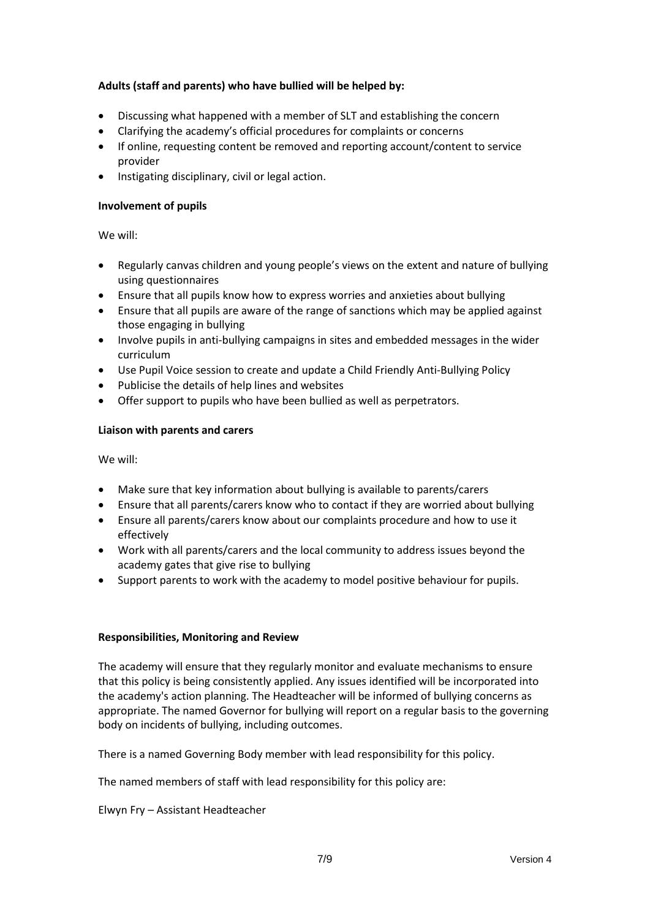**Adults (staff and parents) who have bullied will be helped by:**

- Discussing what happened with a member of SLT and establishing the concern
- Clarifying the academy's official procedures for complaints or concerns
- If online, requesting content be removed and reporting account/content to service provider
- Instigating disciplinary, civil or legal action.

**Involvement of pupils**

We will:

- Regularly canvas children and young people's views on the extent and nature of bullying using questionnaires
- Ensure that all pupils know how to express worries and anxieties about bullying
- Ensure that all pupils are aware of the range of sanctions which may be applied against those engaging in bullying
- Involve pupils in anti-bullying campaigns in sites and embedded messages in the wider curriculum
- Use Pupil Voice session to create and update a Child Friendly Anti-Bullying Policy
- Publicise the details of help lines and websites
- Offer support to pupils who have been bullied as well as perpetrators.

**Liaison with parents and carers**

We will:

- Make sure that key information about bullying is available to parents/carers
- Ensure that all parents/carers know who to contact if they are worried about bullying
- Ensure all parents/carers know about our complaints procedure and how to use it effectively
- Work with all parents/carers and the local community to address issues beyond the academy gates that give rise to bullying
- Support parents to work with the academy to model positive behaviour for pupils.

**Responsibilities, Monitoring and Review**

The academy will ensure that they regularly monitor and evaluate mechanisms to ensure that this policy is being consistently applied. Any issues identified will be incorporated into the academy's action planning. The Headteacher will be informed of bullying concerns as appropriate. The named Governor for bullying will report on a regular basis to the governing body on incidents of bullying, including outcomes.

There is a named Governing Body member with lead responsibility for this policy.

The named members of staff with lead responsibility for this policy are:

Elwyn Fry – Assistant Headteacher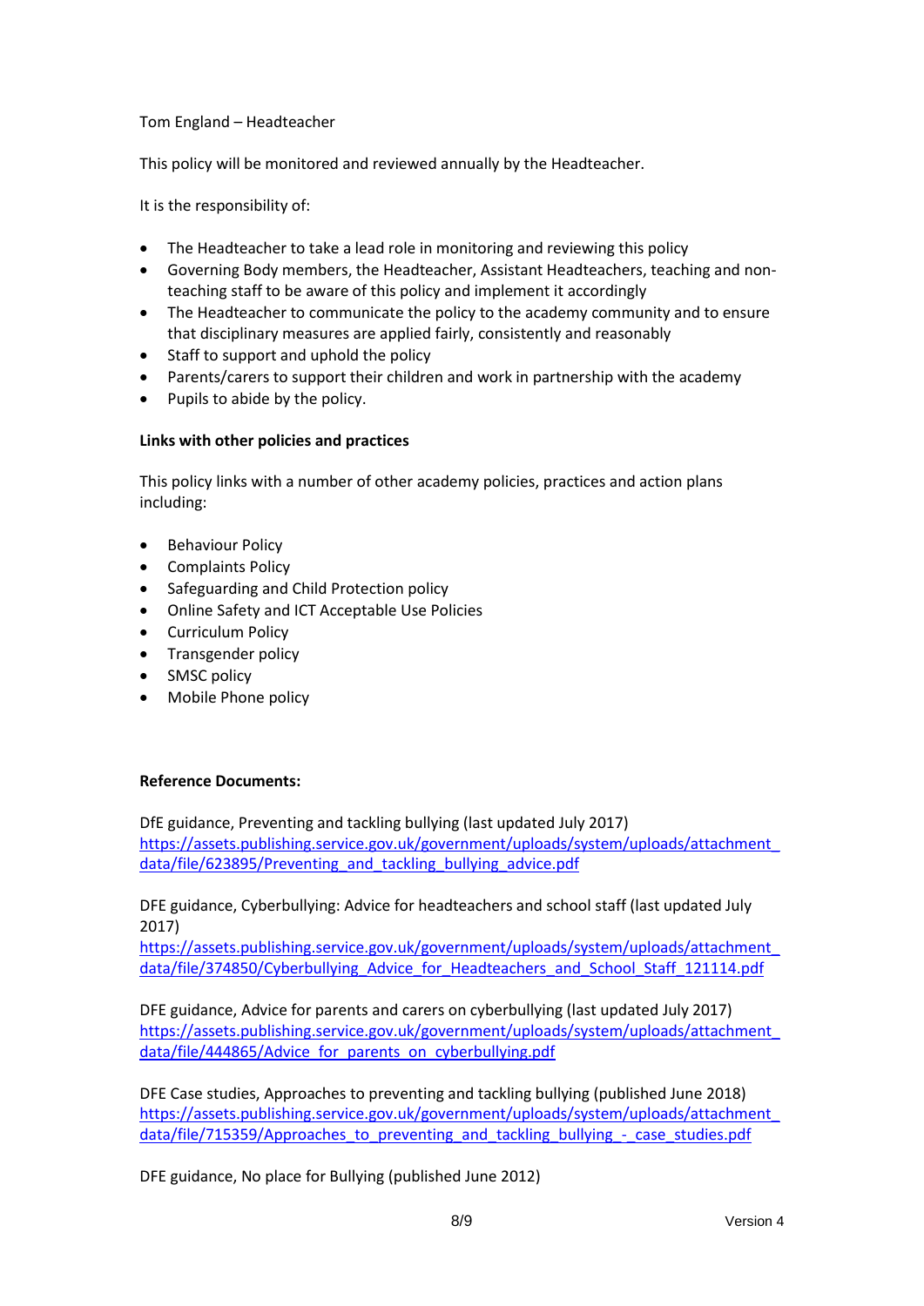Tom England – Headteacher

This policy will be monitored and reviewed annually by the Headteacher.

It is the responsibility of:

- The Headteacher to take a lead role in monitoring and reviewing this policy
- Governing Body members, the Headteacher, Assistant Headteachers, teaching and non-teaching staff to be aware of this policy and implement it accordingly
- The Headteacher to communicate the policy to the academy community and to ensure that disciplinary measures are applied fairly, consistently and reasonably
- Staff to support and uphold the policy
- Parents/carers to support their children and work in partnership with the academy
- Pupils to abide by the policy.

**Links with other policies and practices**

This policy links with a number of other academy policies, practices and action plans including:

- Behaviour Policy
- Complaints Policy
- Safeguarding and Child Protection policy
- Online Safety and ICT Acceptable Use Policies
- Curriculum Policy
- Transgender policy
- SMSC policy
- Mobile Phone policy

**Reference Documents:**

DfE guidance, Preventing and tackling bullying (last updated July 2017)
https://assets.publishing.service.gov.uk/government/uploads/system/uploads/attachment_data/file/623895/Preventing_and_tackling_bullying_advice.pdf

DFE guidance, Cyberbullying: Advice for headteachers and school staff (last updated July 2017)
https://assets.publishing.service.gov.uk/government/uploads/system/uploads/attachment_data/file/374850/Cyberbullying_Advice_for_Headteachers_and_School_Staff_121114.pdf

DFE guidance, Advice for parents and carers on cyberbullying (last updated July 2017)
https://assets.publishing.service.gov.uk/government/uploads/system/uploads/attachment_data/file/444865/Advice_for_parents_on_cyberbullying.pdf

DFE Case studies, Approaches to preventing and tackling bullying (published June 2018)
https://assets.publishing.service.gov.uk/government/uploads/system/uploads/attachment_data/file/715359/Approaches_to_preventing_and_tackling_bullying_-_case_studies.pdf

DFE guidance, No place for Bullying (published June 2012)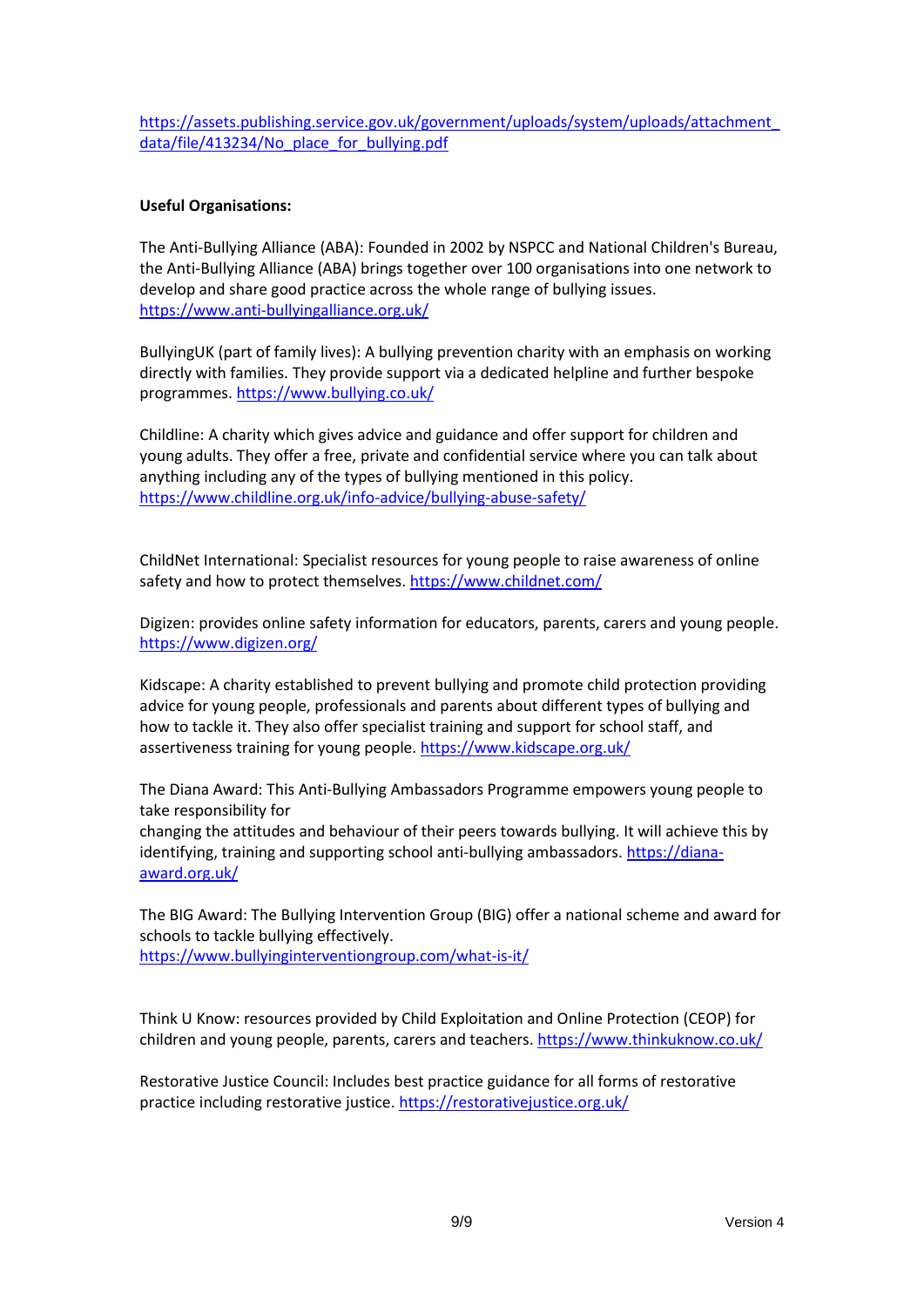https://assets.publishing.service.gov.uk/government/uploads/system/uploads/attachment_data/file/413234/No_place_for_bullying.pdf

**Useful Organisations:**

The Anti-Bullying Alliance (ABA): Founded in 2002 by NSPCC and National Children's Bureau, the Anti-Bullying Alliance (ABA) brings together over 100 organisations into one network to develop and share good practice across the whole range of bullying issues. https://www.anti-bullyingalliance.org.uk/

BullyingUK (part of family lives): A bullying prevention charity with an emphasis on working directly with families. They provide support via a dedicated helpline and further bespoke programmes. https://www.bullying.co.uk/

Childline: A charity which gives advice and guidance and offer support for children and young adults. They offer a free, private and confidential service where you can talk about anything including any of the types of bullying mentioned in this policy. https://www.childline.org.uk/info-advice/bullying-abuse-safety/

ChildNet International: Specialist resources for young people to raise awareness of online safety and how to protect themselves. https://www.childnet.com/

Digizen: provides online safety information for educators, parents, carers and young people. https://www.digizen.org/

Kidscape: A charity established to prevent bullying and promote child protection providing advice for young people, professionals and parents about different types of bullying and how to tackle it. They also offer specialist training and support for school staff, and assertiveness training for young people. https://www.kidscape.org.uk/

The Diana Award: This Anti-Bullying Ambassadors Programme empowers young people to take responsibility for changing the attitudes and behaviour of their peers towards bullying. It will achieve this by identifying, training and supporting school anti-bullying ambassadors. https://diana-award.org.uk/

The BIG Award: The Bullying Intervention Group (BIG) offer a national scheme and award for schools to tackle bullying effectively. https://www.bullyinginterventiongroup.com/what-is-it/

Think U Know: resources provided by Child Exploitation and Online Protection (CEOP) for children and young people, parents, carers and teachers. https://www.thinkuknow.co.uk/

Restorative Justice Council: Includes best practice guidance for all forms of restorative practice including restorative justice. https://restorativejustice.org.uk/